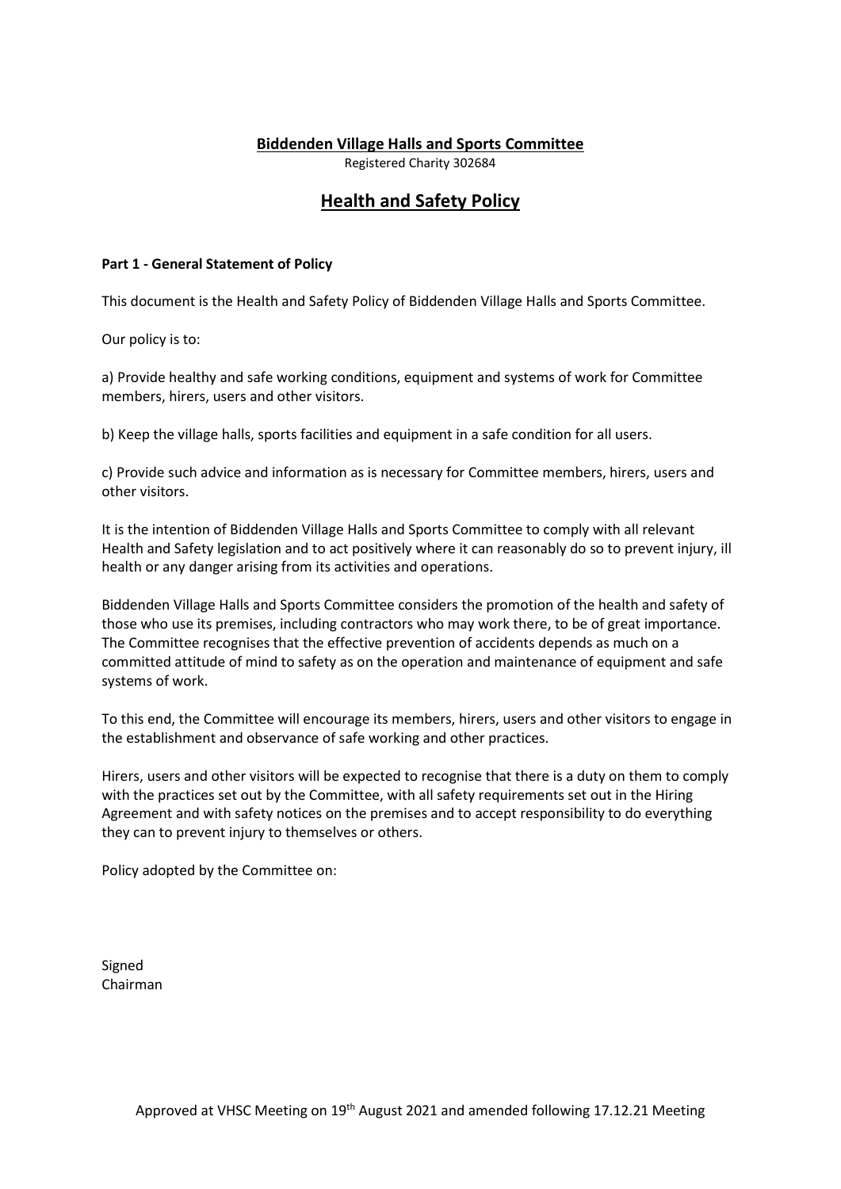**Biddenden Village Halls and Sports Committee**

Registered Charity 302684

# Health and Safety Policy

**Part 1 - General Statement of Policy**

This document is the Health and Safety Policy of Biddenden Village Halls and Sports Committee.

Our policy is to:

a) Provide healthy and safe working conditions, equipment and systems of work for Committee members, hirers, users and other visitors.

b) Keep the village halls, sports facilities and equipment in a safe condition for all users.

c) Provide such advice and information as is necessary for Committee members, hirers, users and other visitors.

It is the intention of Biddenden Village Halls and Sports Committee to comply with all relevant Health and Safety legislation and to act positively where it can reasonably do so to prevent injury, ill health or any danger arising from its activities and operations.

Biddenden Village Halls and Sports Committee considers the promotion of the health and safety of those who use its premises, including contractors who may work there, to be of great importance. The Committee recognises that the effective prevention of accidents depends as much on a committed attitude of mind to safety as on the operation and maintenance of equipment and safe systems of work.

To this end, the Committee will encourage its members, hirers, users and other visitors to engage in the establishment and observance of safe working and other practices.

Hirers, users and other visitors will be expected to recognise that there is a duty on them to comply with the practices set out by the Committee, with all safety requirements set out in the Hiring Agreement and with safety notices on the premises and to accept responsibility to do everything they can to prevent injury to themselves or others.

Policy adopted by the Committee on:

Signed
Chairman

Approved at VHSC Meeting on 19th August 2021 and amended following 17.12.21 Meeting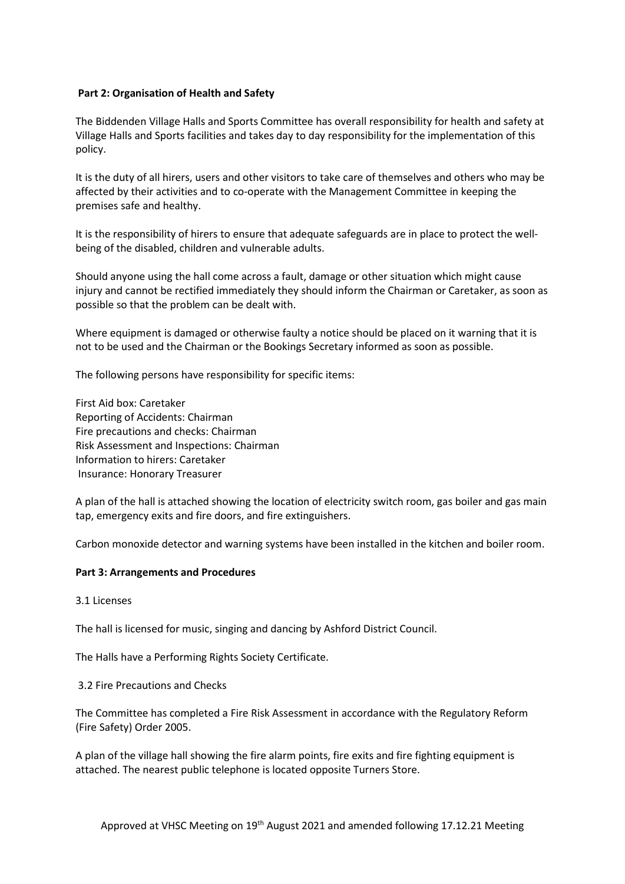**Part 2: Organisation of Health and Safety**

The Biddenden Village Halls and Sports Committee has overall responsibility for health and safety at Village Halls and Sports facilities and takes day to day responsibility for the implementation of this policy.

It is the duty of all hirers, users and other visitors to take care of themselves and others who may be affected by their activities and to co-operate with the Management Committee in keeping the premises safe and healthy.

It is the responsibility of hirers to ensure that adequate safeguards are in place to protect the well-being of the disabled, children and vulnerable adults.

Should anyone using the hall come across a fault, damage or other situation which might cause injury and cannot be rectified immediately they should inform the Chairman or Caretaker, as soon as possible so that the problem can be dealt with.

Where equipment is damaged or otherwise faulty a notice should be placed on it warning that it is not to be used and the Chairman or the Bookings Secretary informed as soon as possible.

The following persons have responsibility for specific items:

First Aid box: Caretaker
Reporting of Accidents: Chairman
Fire precautions and checks: Chairman
Risk Assessment and Inspections: Chairman
Information to hirers: Caretaker
Insurance: Honorary Treasurer

A plan of the hall is attached showing the location of electricity switch room, gas boiler and gas main tap, emergency exits and fire doors, and fire extinguishers.

Carbon monoxide detector and warning systems have been installed in the kitchen and boiler room.

**Part 3: Arrangements and Procedures**

3.1 Licenses

The hall is licensed for music, singing and dancing by Ashford District Council.

The Halls have a Performing Rights Society Certificate.

3.2 Fire Precautions and Checks

The Committee has completed a Fire Risk Assessment in accordance with the Regulatory Reform (Fire Safety) Order 2005.

A plan of the village hall showing the fire alarm points, fire exits and fire fighting equipment is attached. The nearest public telephone is located opposite Turners Store.

Approved at VHSC Meeting on 19th August 2021 and amended following 17.12.21 Meeting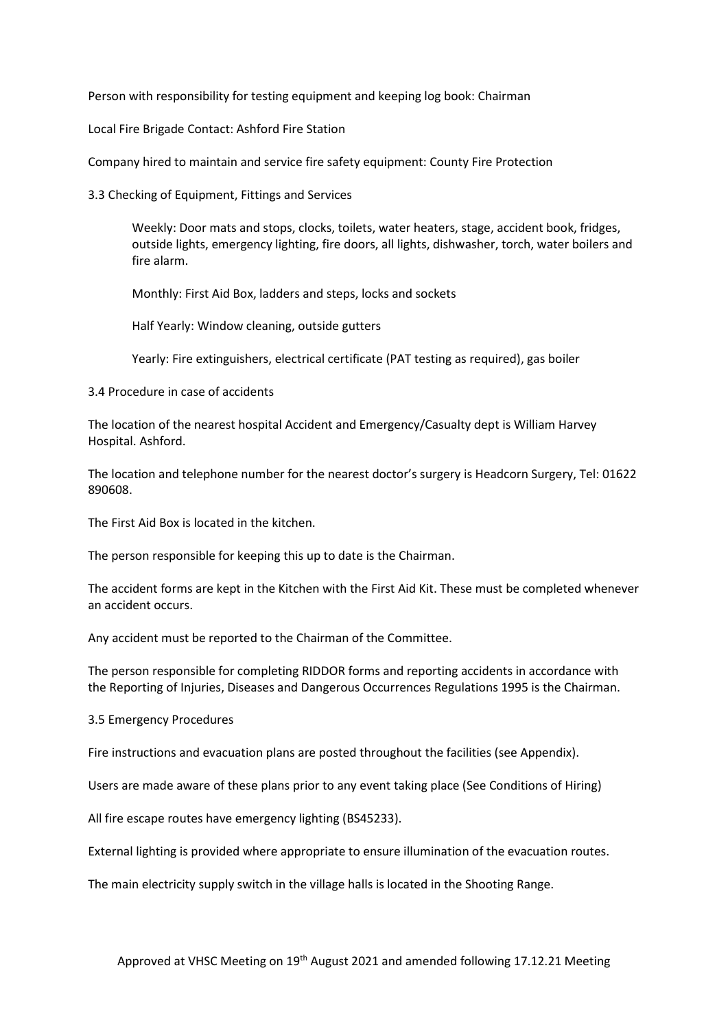Person with responsibility for testing equipment and keeping log book: Chairman

Local Fire Brigade Contact: Ashford Fire Station

Company hired to maintain and service fire safety equipment: County Fire Protection

### 3.3 Checking of Equipment, Fittings and Services

Weekly: Door mats and stops, clocks, toilets, water heaters, stage, accident book, fridges, outside lights, emergency lighting, fire doors, all lights, dishwasher, torch, water boilers and fire alarm.

Monthly: First Aid Box, ladders and steps, locks and sockets

Half Yearly: Window cleaning, outside gutters

Yearly: Fire extinguishers, electrical certificate (PAT testing as required), gas boiler

### 3.4 Procedure in case of accidents

The location of the nearest hospital Accident and Emergency/Casualty dept is William Harvey Hospital. Ashford.

The location and telephone number for the nearest doctor's surgery is Headcorn Surgery, Tel: 01622 890608.

The First Aid Box is located in the kitchen.

The person responsible for keeping this up to date is the Chairman.

The accident forms are kept in the Kitchen with the First Aid Kit. These must be completed whenever an accident occurs.

Any accident must be reported to the Chairman of the Committee.

The person responsible for completing RIDDOR forms and reporting accidents in accordance with the Reporting of Injuries, Diseases and Dangerous Occurrences Regulations 1995 is the Chairman.

### 3.5 Emergency Procedures

Fire instructions and evacuation plans are posted throughout the facilities (see Appendix).

Users are made aware of these plans prior to any event taking place (See Conditions of Hiring)

All fire escape routes have emergency lighting (BS45233).

External lighting is provided where appropriate to ensure illumination of the evacuation routes.

The main electricity supply switch in the village halls is located in the Shooting Range.

Approved at VHSC Meeting on 19th August 2021 and amended following 17.12.21 Meeting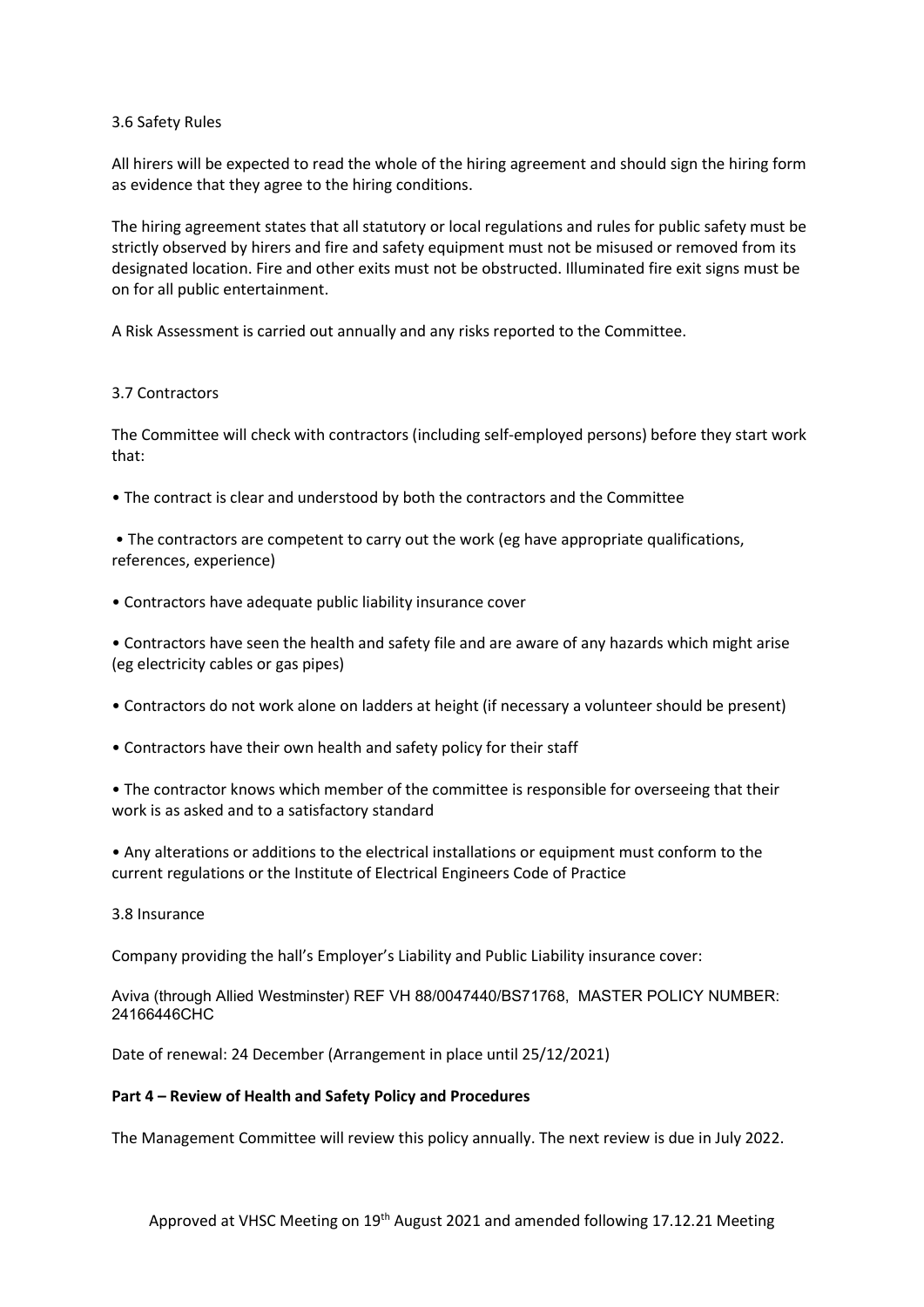### 3.6 Safety Rules

All hirers will be expected to read the whole of the hiring agreement and should sign the hiring form as evidence that they agree to the hiring conditions.

The hiring agreement states that all statutory or local regulations and rules for public safety must be strictly observed by hirers and fire and safety equipment must not be misused or removed from its designated location. Fire and other exits must not be obstructed. Illuminated fire exit signs must be on for all public entertainment.

A Risk Assessment is carried out annually and any risks reported to the Committee.

### 3.7 Contractors

The Committee will check with contractors (including self-employed persons) before they start work that:

- The contract is clear and understood by both the contractors and the Committee
- The contractors are competent to carry out the work (eg have appropriate qualifications, references, experience)
- Contractors have adequate public liability insurance cover
- Contractors have seen the health and safety file and are aware of any hazards which might arise (eg electricity cables or gas pipes)
- Contractors do not work alone on ladders at height (if necessary a volunteer should be present)
- Contractors have their own health and safety policy for their staff
- The contractor knows which member of the committee is responsible for overseeing that their work is as asked and to a satisfactory standard
- Any alterations or additions to the electrical installations or equipment must conform to the current regulations or the Institute of Electrical Engineers Code of Practice

### 3.8 Insurance

Company providing the hall's Employer's Liability and Public Liability insurance cover:

Aviva (through Allied Westminster) REF VH 88/0047440/BS71768, MASTER POLICY NUMBER: 24166446CHC

Date of renewal: 24 December (Arrangement in place until 25/12/2021)

## Part 4 – Review of Health and Safety Policy and Procedures

The Management Committee will review this policy annually. The next review is due in July 2022.

Approved at VHSC Meeting on 19th August 2021 and amended following 17.12.21 Meeting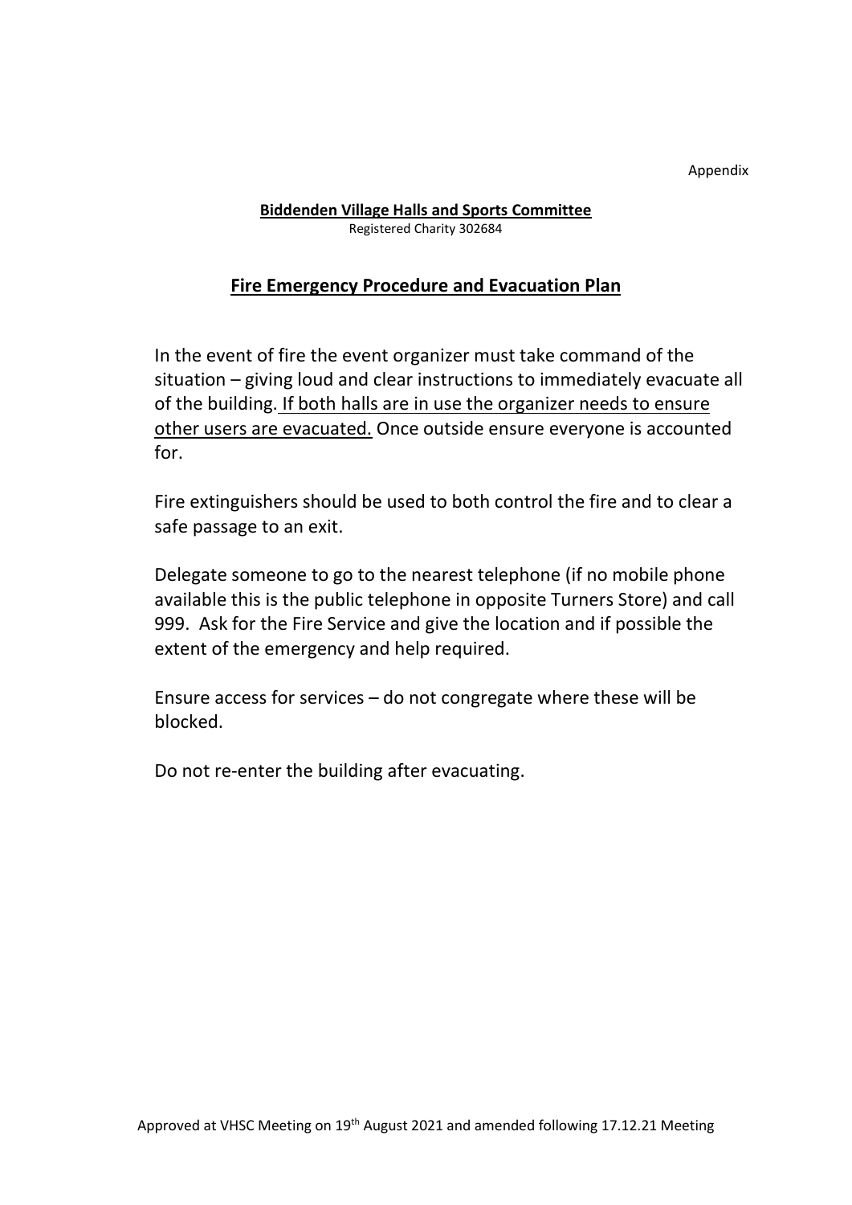Appendix

**Biddenden Village Halls and Sports Committee**
Registered Charity 302684

## Fire Emergency Procedure and Evacuation Plan

In the event of fire the event organizer must take command of the situation – giving loud and clear instructions to immediately evacuate all of the building. If both halls are in use the organizer needs to ensure other users are evacuated. Once outside ensure everyone is accounted for.

Fire extinguishers should be used to both control the fire and to clear a safe passage to an exit.

Delegate someone to go to the nearest telephone (if no mobile phone available this is the public telephone in opposite Turners Store) and call 999. Ask for the Fire Service and give the location and if possible the extent of the emergency and help required.

Ensure access for services – do not congregate where these will be blocked.

Do not re-enter the building after evacuating.

Approved at VHSC Meeting on 19th August 2021 and amended following 17.12.21 Meeting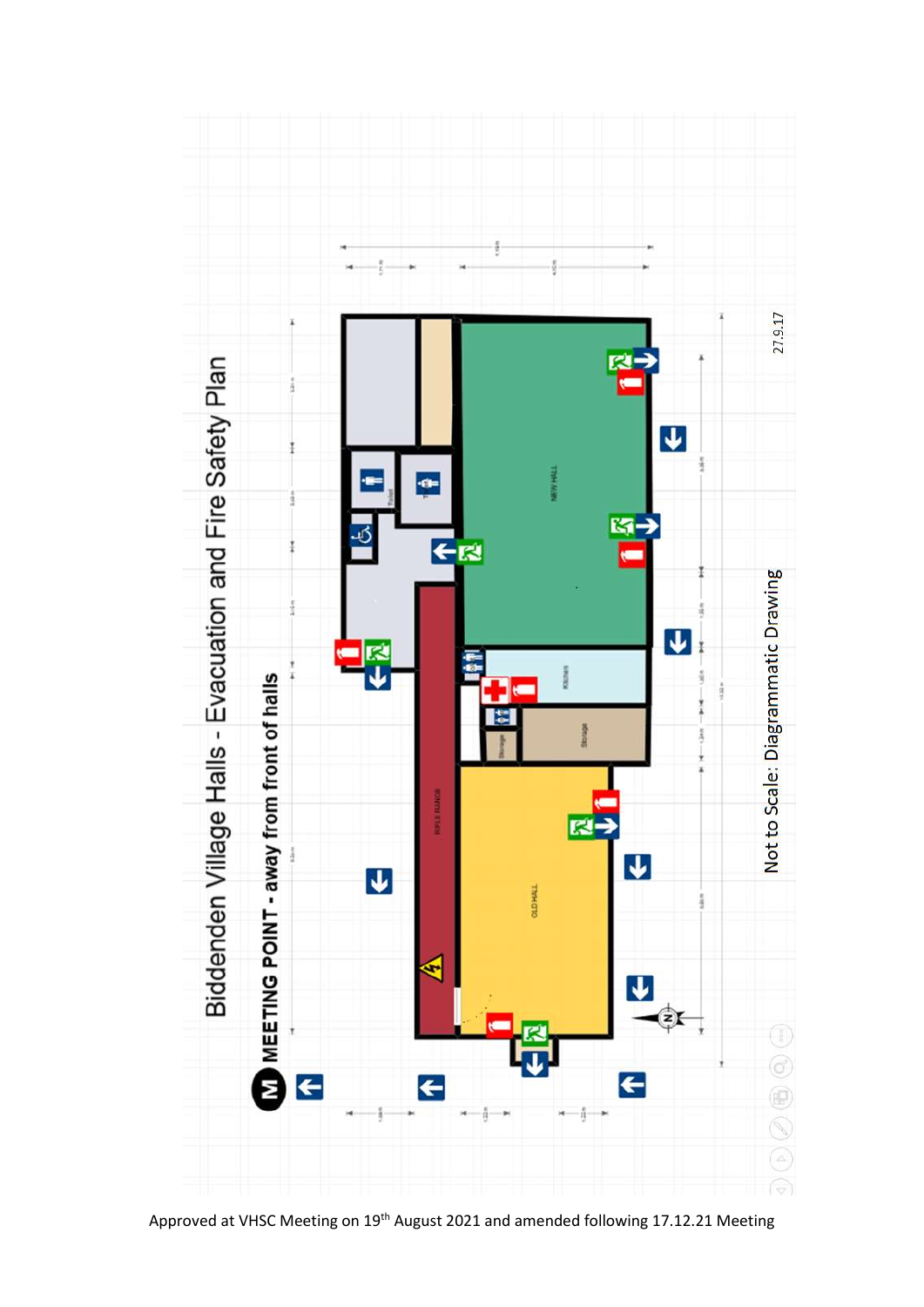# Biddenden Village Halls - Evacuation and Fire Safety Plan

**M MEETING POINT - away from front of halls**

NEW HALL

Kitchen

Storage

Storage

RIFLE RANGE

OLD HALL

Not to Scale: Diagrammatic Drawing

27.9.17

Approved at VHSC Meeting on 19th August 2021 and amended following 17.12.21 Meeting